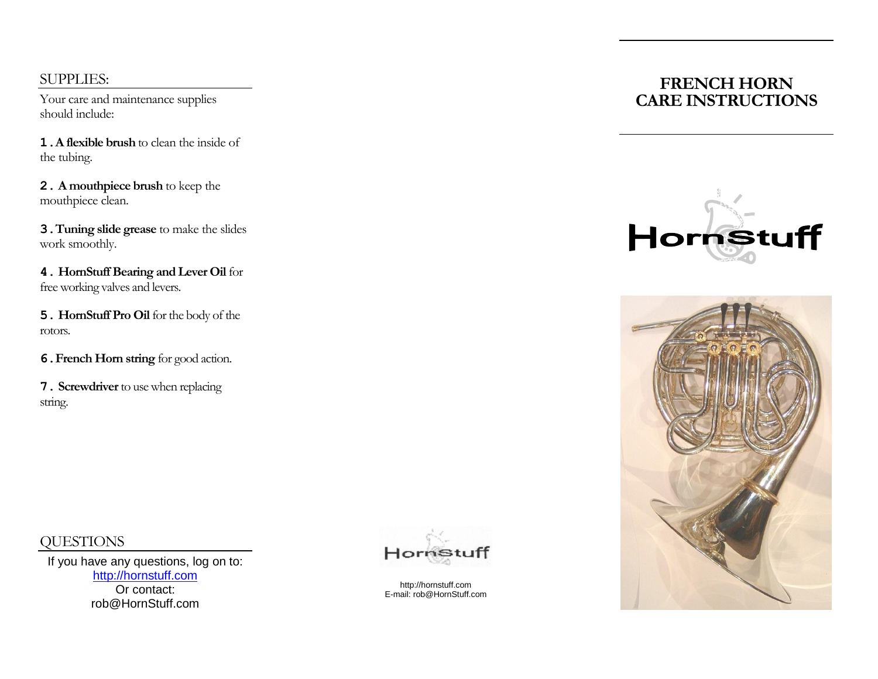## SUPPLIES:

Your care and maintenance supplies should include:

1. **A flexible brush** to clean the inside of the tubing.

2. **A mouthpiece brush** to keep the mouthpiece clean.

3. **Tuning slide grease** to make the slides work smoothly.

4. **HornStuff Bearing and Lever Oil** for free working valves and levers.

5. **HornStuff Pro Oil** for the body of the rotors.

6. **French Horn string** for good action.

7. **Screwdriver** to use when replacing string.

## QUESTIONS

If you have any questions, log on to:
http://hornstuff.com
Or contact:
rob@HornStuff.com

Hornstuff

http://hornstuff.com
E-mail: rob@HornStuff.com

# FRENCH HORN CARE INSTRUCTIONS

Hornstuff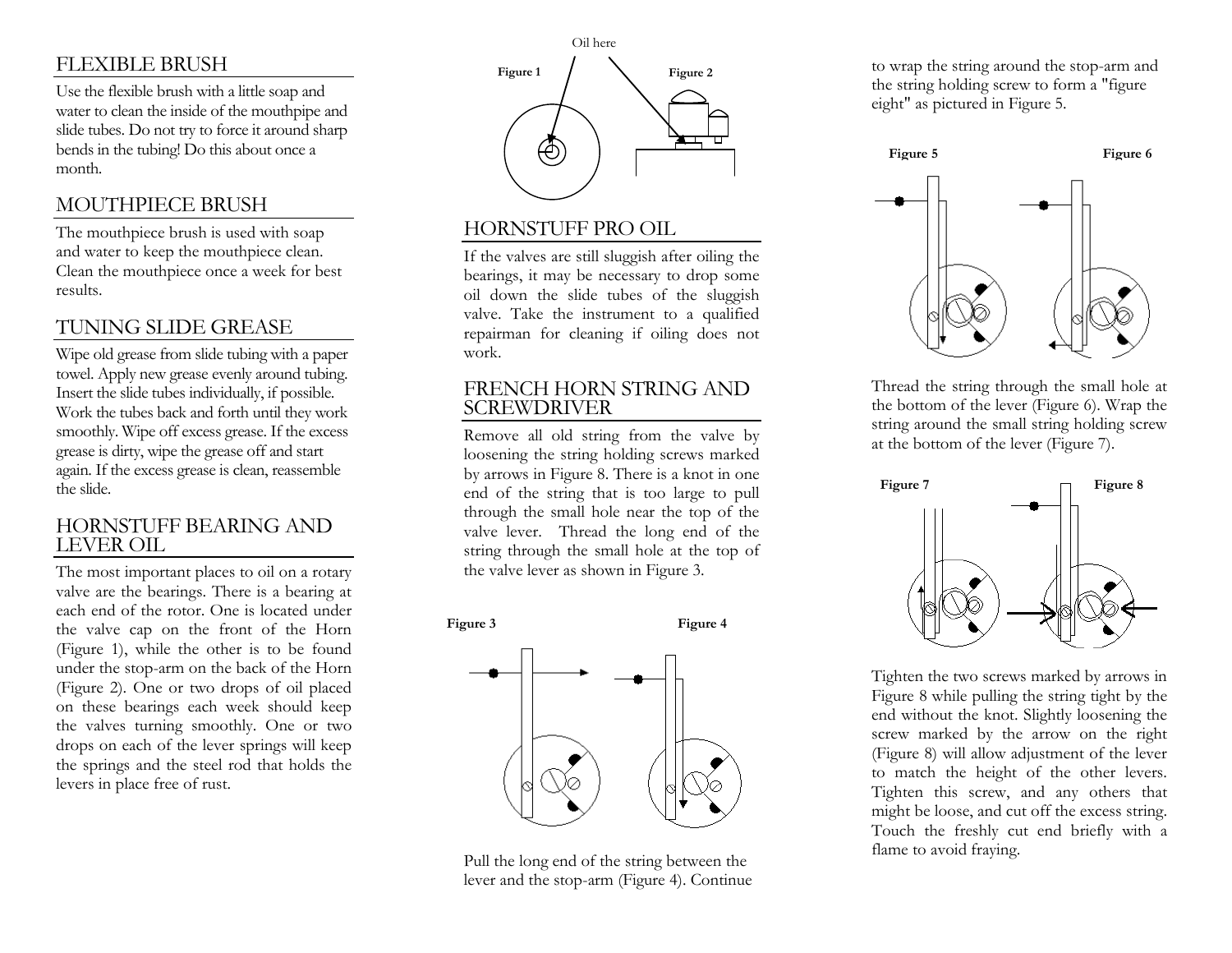## FLEXIBLE BRUSH

Use the flexible brush with a little soap and water to clean the inside of the mouthpipe and slide tubes. Do not try to force it around sharp bends in the tubing! Do this about once a month.

## MOUTHPIECE BRUSH

The mouthpiece brush is used with soap and water to keep the mouthpiece clean. Clean the mouthpiece once a week for best results.

## TUNING SLIDE GREASE

Wipe old grease from slide tubing with a paper towel. Apply new grease evenly around tubing. Insert the slide tubes individually, if possible. Work the tubes back and forth until they work smoothly. Wipe off excess grease. If the excess grease is dirty, wipe the grease off and start again. If the excess grease is clean, reassemble the slide.

## HORNSTUFF BEARING AND LEVER OIL

The most important places to oil on a rotary valve are the bearings. There is a bearing at each end of the rotor. One is located under the valve cap on the front of the Horn (Figure 1), while the other is to be found under the stop-arm on the back of the Horn (Figure 2). One or two drops of oil placed on these bearings each week should keep the valves turning smoothly. One or two drops on each of the lever springs will keep the springs and the steel rod that holds the levers in place free of rust.

Oil here

Figure 1

Figure 2

## HORNSTUFF PRO OIL

If the valves are still sluggish after oiling the bearings, it may be necessary to drop some oil down the slide tubes of the sluggish valve. Take the instrument to a qualified repairman for cleaning if oiling does not work.

## FRENCH HORN STRING AND SCREWDRIVER

Remove all old string from the valve by loosening the string holding screws marked by arrows in Figure 8. There is a knot in one end of the string that is too large to pull through the small hole near the top of the valve lever. Thread the long end of the string through the small hole at the top of the valve lever as shown in Figure 3.

Figure 3

Figure 4

Pull the long end of the string between the lever and the stop-arm (Figure 4). Continue to wrap the string around the stop-arm and the string holding screw to form a "figure eight" as pictured in Figure 5.

Figure 5

Figure 6

Thread the string through the small hole at the bottom of the lever (Figure 6). Wrap the string around the small string holding screw at the bottom of the lever (Figure 7).

Figure 7

Figure 8

Tighten the two screws marked by arrows in Figure 8 while pulling the string tight by the end without the knot. Slightly loosening the screw marked by the arrow on the right (Figure 8) will allow adjustment of the lever to match the height of the other levers. Tighten this screw, and any others that might be loose, and cut off the excess string. Touch the freshly cut end briefly with a flame to avoid fraying.